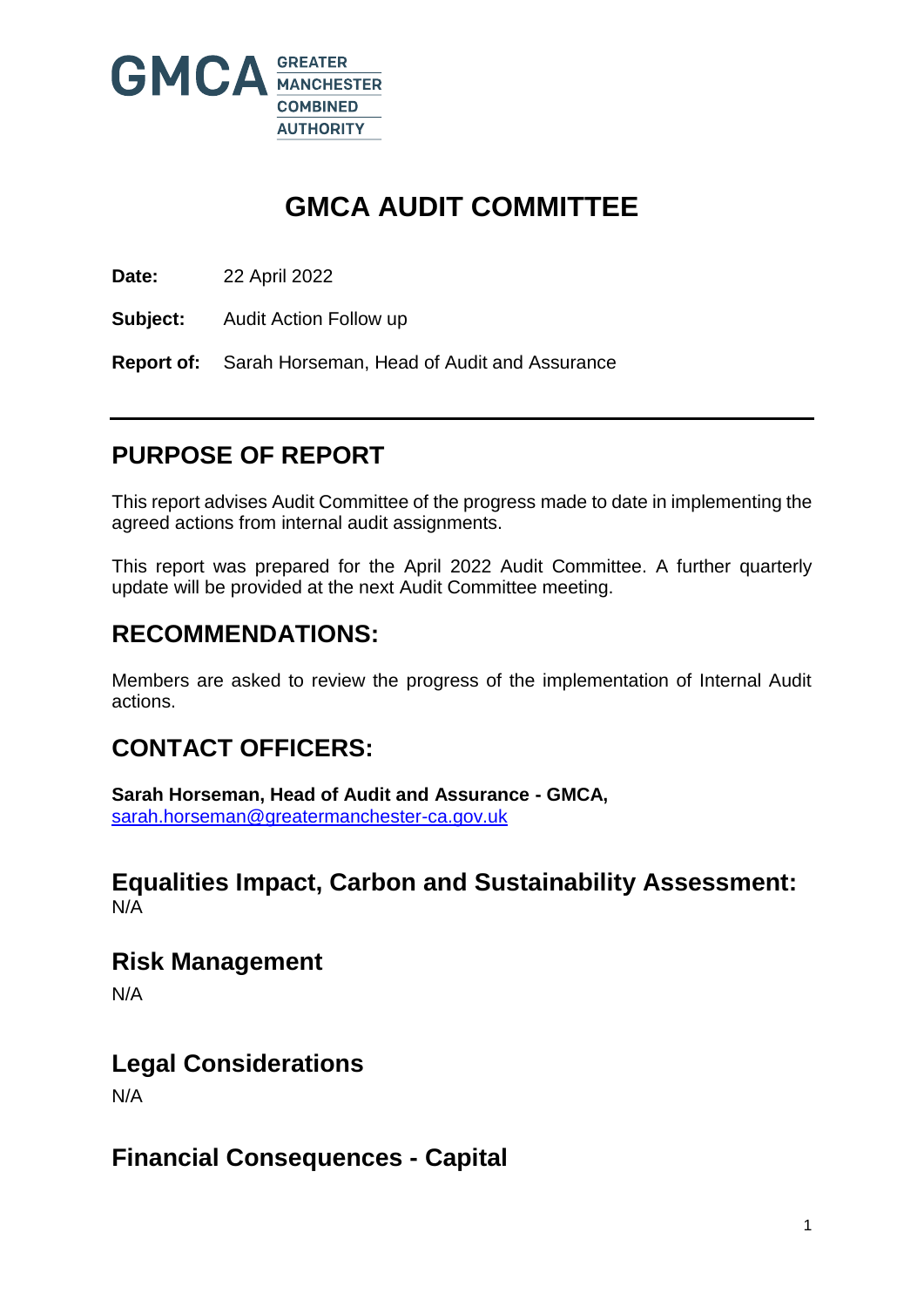GMCA GREATER MANCHESTER COMBINED AUTHORITY

# GMCA AUDIT COMMITTEE

**Date:** 22 April 2022

**Subject:** Audit Action Follow up

**Report of:** Sarah Horseman, Head of Audit and Assurance

---

## PURPOSE OF REPORT

This report advises Audit Committee of the progress made to date in implementing the agreed actions from internal audit assignments.

This report was prepared for the April 2022 Audit Committee. A further quarterly update will be provided at the next Audit Committee meeting.

## RECOMMENDATIONS:

Members are asked to review the progress of the implementation of Internal Audit actions.

## CONTACT OFFICERS:

**Sarah Horseman, Head of Audit and Assurance - GMCA,**
sarah.horseman@greatermanchester-ca.gov.uk

### Equalities Impact, Carbon and Sustainability Assessment:

N/A

### Risk Management

N/A

### Legal Considerations

N/A

### Financial Consequences - Capital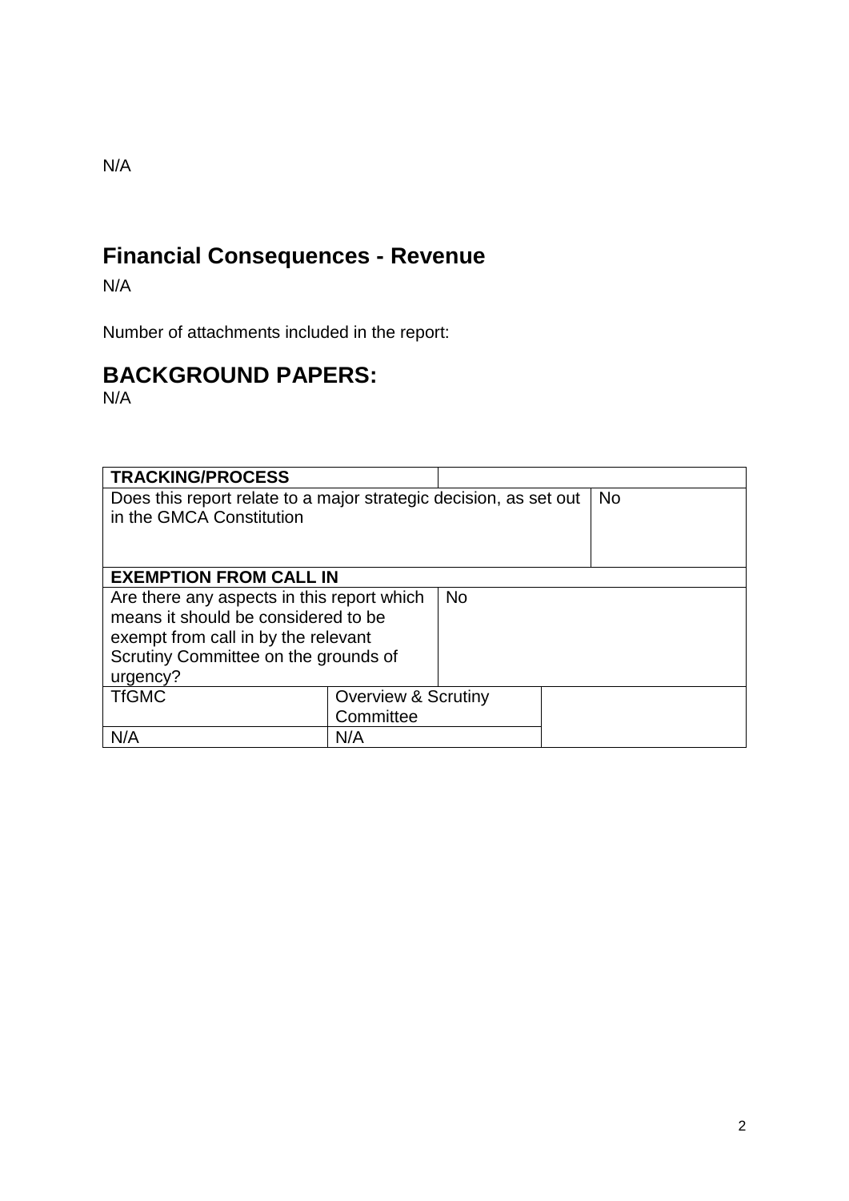N/A

## Financial Consequences - Revenue

N/A

Number of attachments included in the report:

## BACKGROUND PAPERS:

N/A

| TRACKING/PROCESS | | |
|---|---|---|
| Does this report relate to a major strategic decision, as set out in the GMCA Constitution | | No |
| **EXEMPTION FROM CALL IN** | | |
| Are there any aspects in this report which means it should be considered to be exempt from call in by the relevant Scrutiny Committee on the grounds of urgency? | No | |
| TfGMC | Overview & Scrutiny Committee | |
| N/A | N/A | |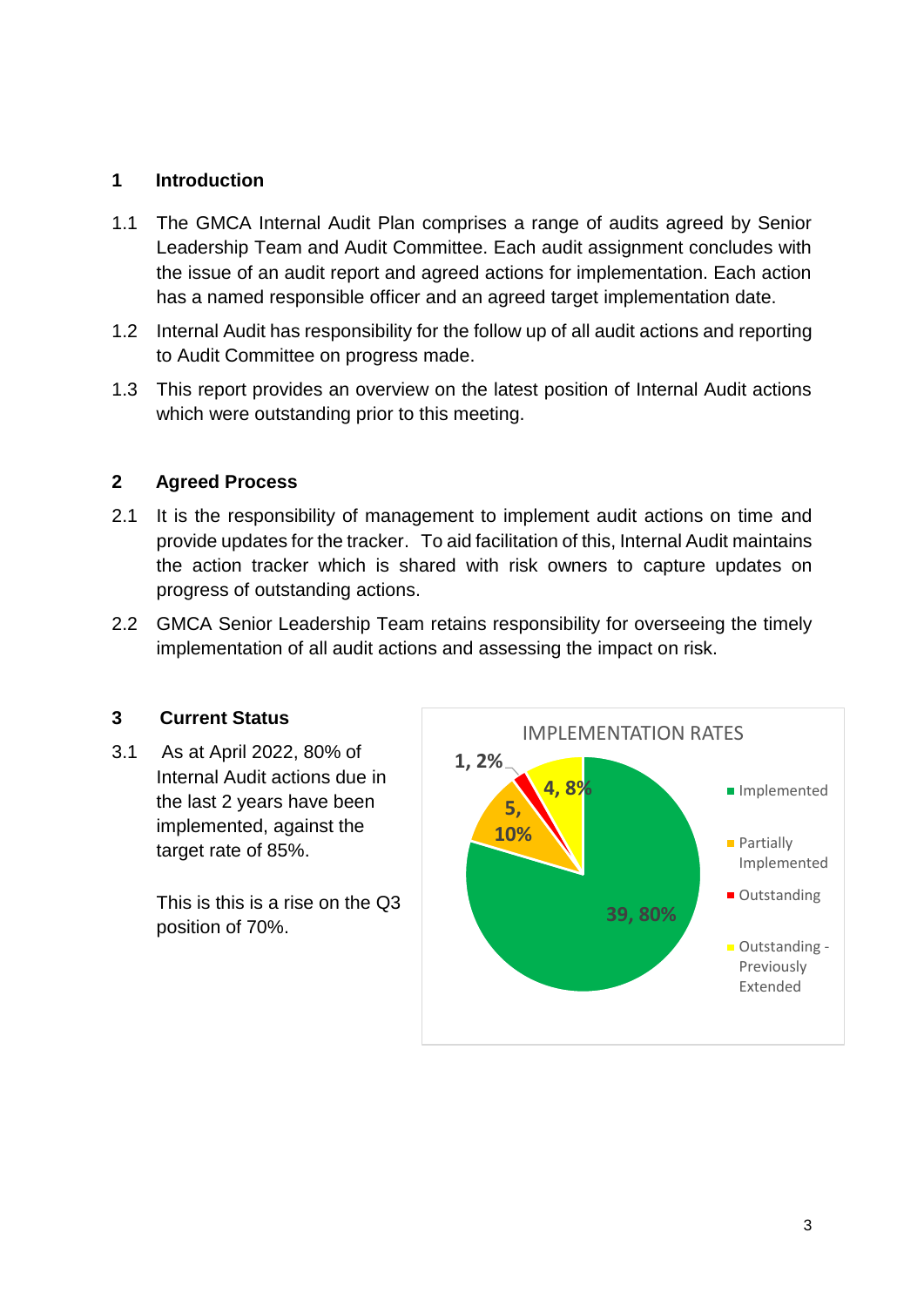## 1 Introduction

1.1 The GMCA Internal Audit Plan comprises a range of audits agreed by Senior Leadership Team and Audit Committee. Each audit assignment concludes with the issue of an audit report and agreed actions for implementation. Each action has a named responsible officer and an agreed target implementation date.

1.2 Internal Audit has responsibility for the follow up of all audit actions and reporting to Audit Committee on progress made.

1.3 This report provides an overview on the latest position of Internal Audit actions which were outstanding prior to this meeting.

## 2 Agreed Process

2.1 It is the responsibility of management to implement audit actions on time and provide updates for the tracker. To aid facilitation of this, Internal Audit maintains the action tracker which is shared with risk owners to capture updates on progress of outstanding actions.

2.2 GMCA Senior Leadership Team retains responsibility for overseeing the timely implementation of all audit actions and assessing the impact on risk.

## 3 Current Status

3.1 As at April 2022, 80% of Internal Audit actions due in the last 2 years have been implemented, against the target rate of 85%.

This is this is a rise on the Q3 position of 70%.

IMPLEMENTATION RATES

| Status | Number, % |
|---|---|
| Implemented | 39, 80% |
| Partially Implemented | 5, 10% |
| Outstanding | 1, 2% |
| Outstanding - Previously Extended | 4, 8% |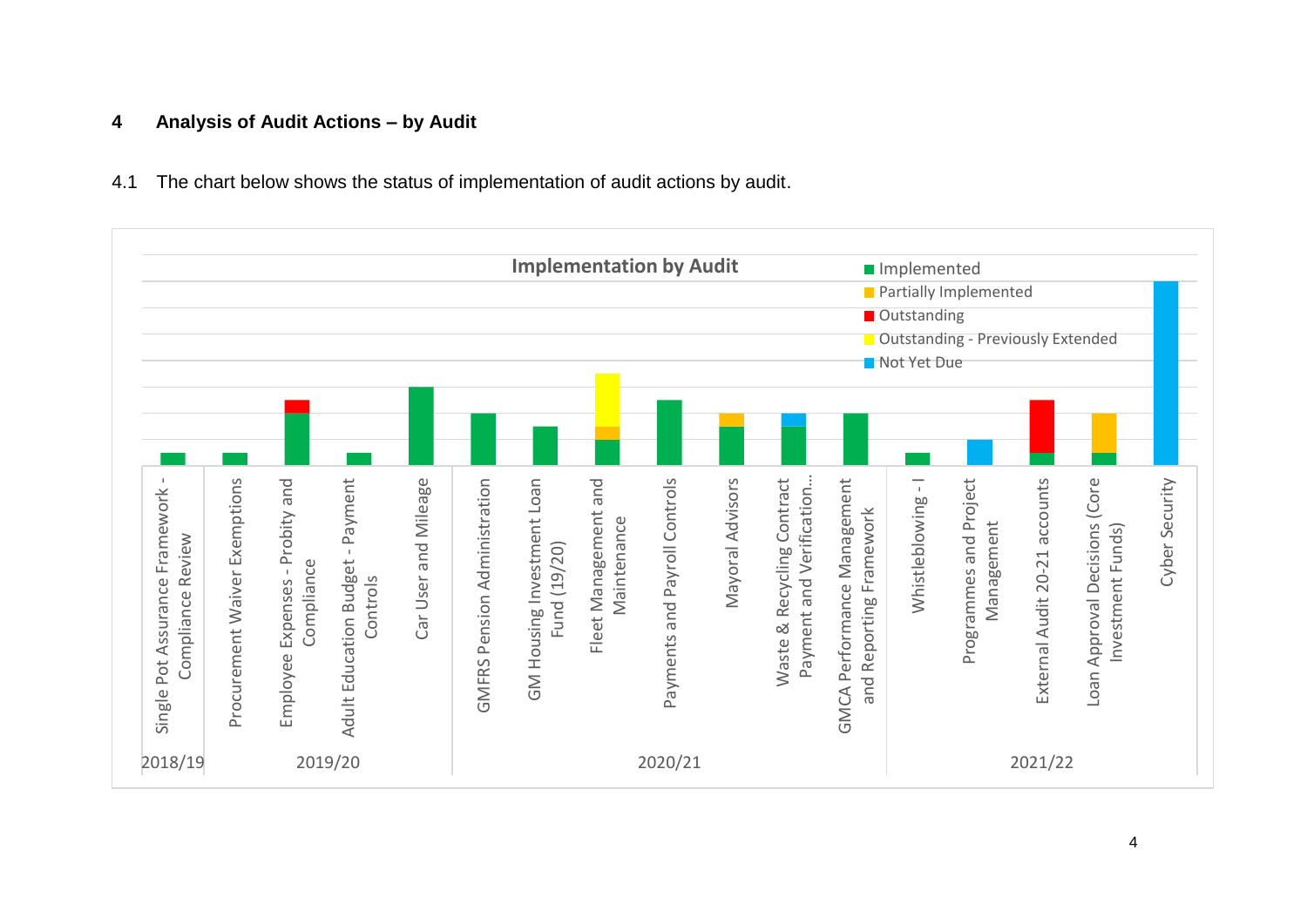## 4 Analysis of Audit Actions – by Audit

4.1 The chart below shows the status of implementation of audit actions by audit.

**Implementation by Audit**

Legend: Implemented; Partially Implemented; Outstanding; Outstanding - Previously Extended; Not Yet Due

| Year | Audit |
|---|---|
| 2018/19 | Single Pot Assurance Framework - Compliance Review |
| 2019/20 | Procurement Waiver Exemptions |
| 2019/20 | Employee Expenses - Probity and Compliance |
| 2019/20 | Adult Education Budget - Payment Controls |
| 2019/20 | Car User and Mileage |
| 2020/21 | GMFRS Pension Administration |
| 2020/21 | GM Housing Investment Loan Fund (19/20) |
| 2020/21 | Fleet Management and Maintenance |
| 2020/21 | Payments and Payroll Controls |
| 2020/21 | Mayoral Advisors |
| 2020/21 | Waste & Recycling Contract Payment and Verification... |
| 2020/21 | GMCA Performance Management and Reporting Framework |
| 2021/22 | Whistleblowing - I |
| 2021/22 | Programmes and Project Management |
| 2021/22 | External Audit 20-21 accounts |
| 2021/22 | Loan Approval Decisions (Core Investment Funds) |
| 2021/22 | Cyber Security |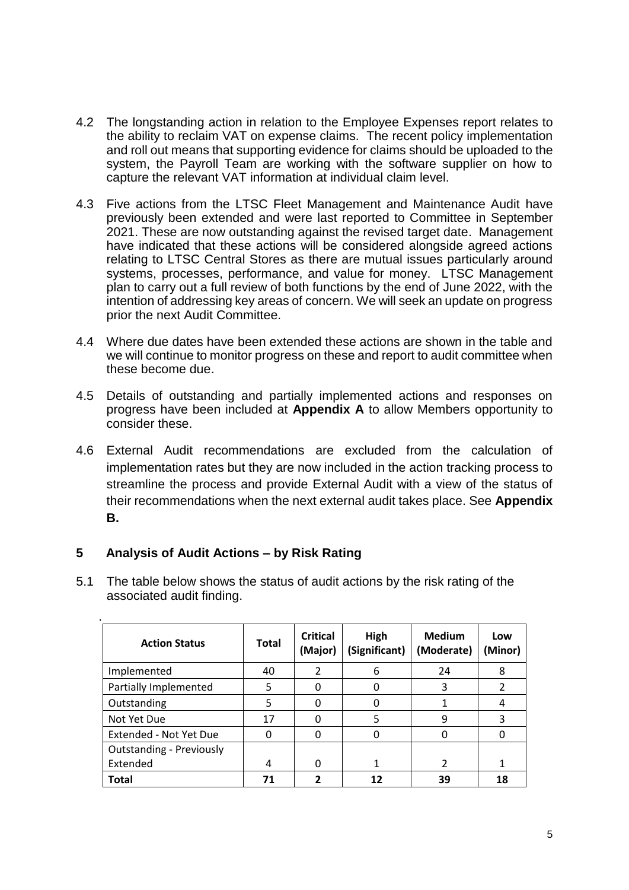4.2 The longstanding action in relation to the Employee Expenses report relates to the ability to reclaim VAT on expense claims. The recent policy implementation and roll out means that supporting evidence for claims should be uploaded to the system, the Payroll Team are working with the software supplier on how to capture the relevant VAT information at individual claim level.

4.3 Five actions from the LTSC Fleet Management and Maintenance Audit have previously been extended and were last reported to Committee in September 2021. These are now outstanding against the revised target date. Management have indicated that these actions will be considered alongside agreed actions relating to LTSC Central Stores as there are mutual issues particularly around systems, processes, performance, and value for money. LTSC Management plan to carry out a full review of both functions by the end of June 2022, with the intention of addressing key areas of concern. We will seek an update on progress prior the next Audit Committee.

4.4 Where due dates have been extended these actions are shown in the table and we will continue to monitor progress on these and report to audit committee when these become due.

4.5 Details of outstanding and partially implemented actions and responses on progress have been included at **Appendix A** to allow Members opportunity to consider these.

4.6 External Audit recommendations are excluded from the calculation of implementation rates but they are now included in the action tracking process to streamline the process and provide External Audit with a view of the status of their recommendations when the next external audit takes place. See **Appendix B.**

## 5 Analysis of Audit Actions – by Risk Rating

5.1 The table below shows the status of audit actions by the risk rating of the associated audit finding.

| Action Status | Total | Critical (Major) | High (Significant) | Medium (Moderate) | Low (Minor) |
|---|---|---|---|---|---|
| Implemented | 40 | 2 | 6 | 24 | 8 |
| Partially Implemented | 5 | 0 | 0 | 3 | 2 |
| Outstanding | 5 | 0 | 0 | 1 | 4 |
| Not Yet Due | 17 | 0 | 5 | 9 | 3 |
| Extended - Not Yet Due | 0 | 0 | 0 | 0 | 0 |
| Outstanding - Previously Extended | 4 | 0 | 1 | 2 | 1 |
| **Total** | **71** | **2** | **12** | **39** | **18** |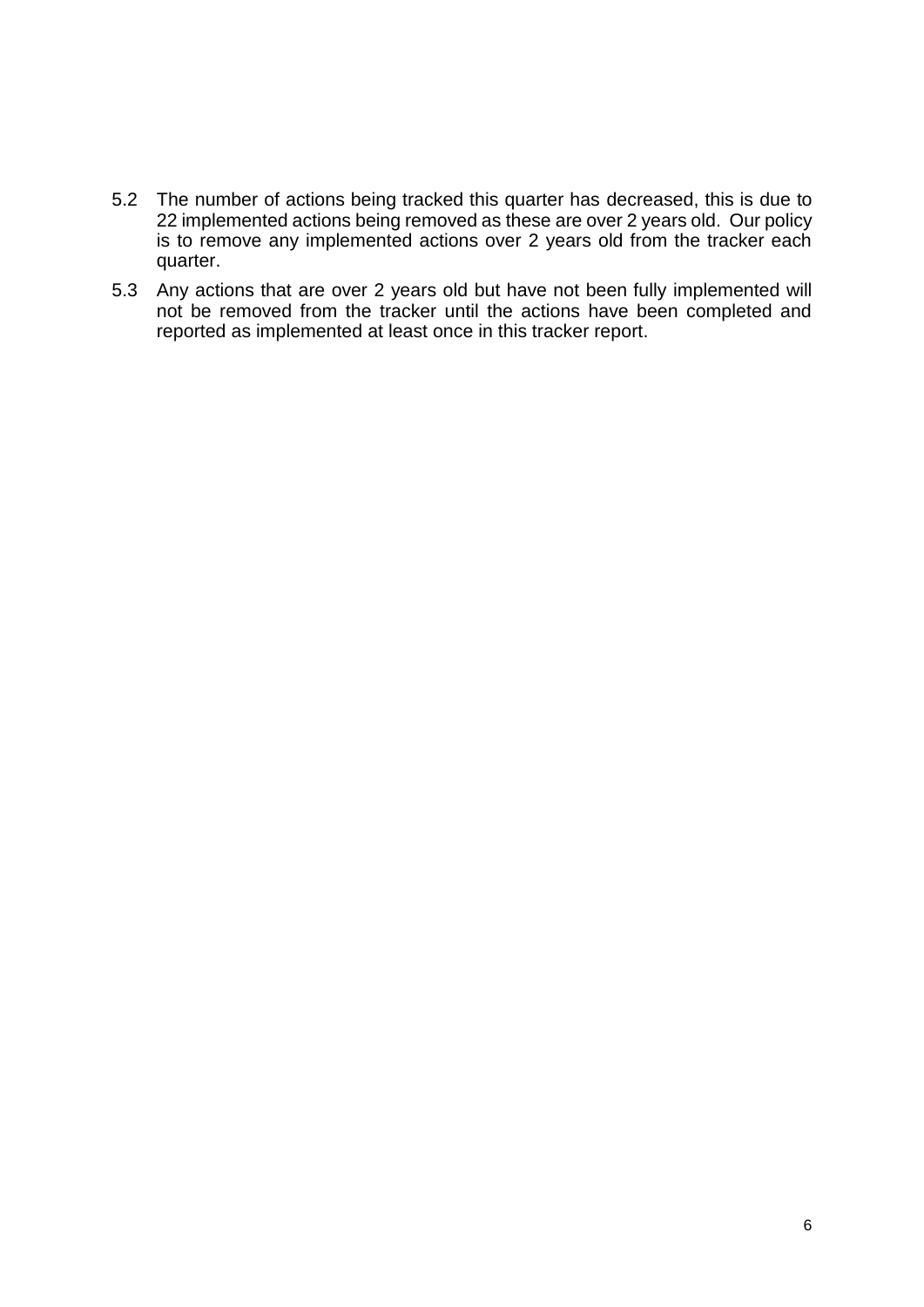5.2 The number of actions being tracked this quarter has decreased, this is due to 22 implemented actions being removed as these are over 2 years old. Our policy is to remove any implemented actions over 2 years old from the tracker each quarter.

5.3 Any actions that are over 2 years old but have not been fully implemented will not be removed from the tracker until the actions have been completed and reported as implemented at least once in this tracker report.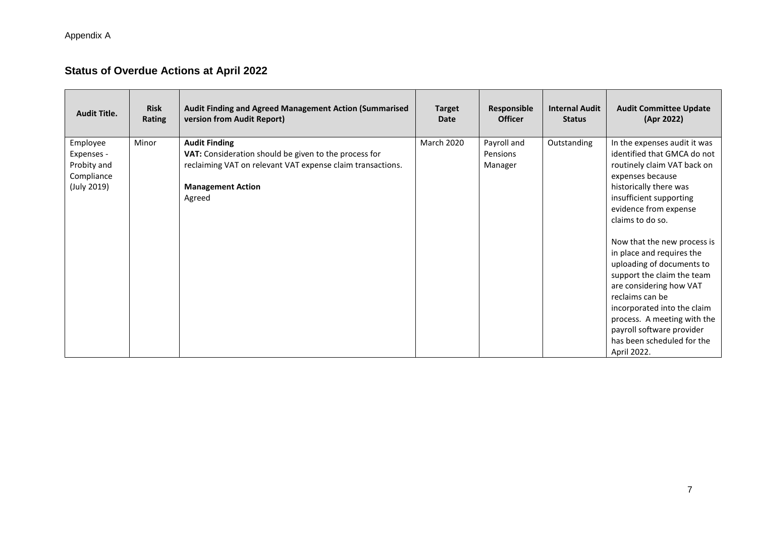Appendix A

## Status of Overdue Actions at April 2022

| Audit Title. | Risk Rating | Audit Finding and Agreed Management Action (Summarised version from Audit Report) | Target Date | Responsible Officer | Internal Audit Status | Audit Committee Update (Apr 2022) |
|---|---|---|---|---|---|---|
| Employee Expenses - Probity and Compliance (July 2019) | Minor | **Audit Finding**<br>**VAT:** Consideration should be given to the process for reclaiming VAT on relevant VAT expense claim transactions.<br><br>**Management Action**<br>Agreed | March 2020 | Payroll and Pensions Manager | Outstanding | In the expenses audit it was identified that GMCA do not routinely claim VAT back on expenses because historically there was insufficient supporting evidence from expense claims to do so.<br><br>Now that the new process is in place and requires the uploading of documents to support the claim the team are considering how VAT reclaims can be incorporated into the claim process. A meeting with the payroll software provider has been scheduled for the April 2022. |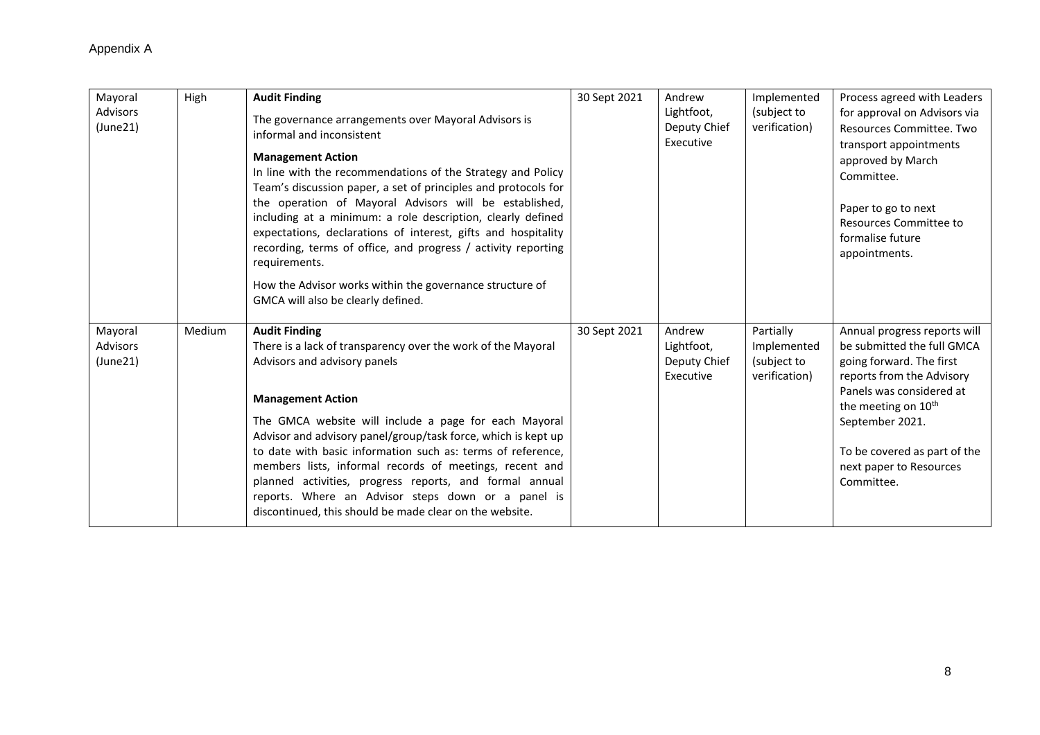Appendix A

| Mayoral Advisors (June21) | High | **Audit Finding**<br>The governance arrangements over Mayoral Advisors is informal and inconsistent<br>**Management Action**<br>In line with the recommendations of the Strategy and Policy Team's discussion paper, a set of principles and protocols for the operation of Mayoral Advisors will be established, including at a minimum: a role description, clearly defined expectations, declarations of interest, gifts and hospitality recording, terms of office, and progress / activity reporting requirements.<br>How the Advisor works within the governance structure of GMCA will also be clearly defined. | 30 Sept 2021 | Andrew Lightfoot, Deputy Chief Executive | Implemented (subject to verification) | Process agreed with Leaders for approval on Advisors via Resources Committee. Two transport appointments approved by March Committee.<br>Paper to go to next Resources Committee to formalise future appointments. |
|---|---|---|---|---|---|---|
| Mayoral Advisors (June21) | Medium | **Audit Finding**<br>There is a lack of transparency over the work of the Mayoral Advisors and advisory panels<br>**Management Action**<br>The GMCA website will include a page for each Mayoral Advisor and advisory panel/group/task force, which is kept up to date with basic information such as: terms of reference, members lists, informal records of meetings, recent and planned activities, progress reports, and formal annual reports. Where an Advisor steps down or a panel is discontinued, this should be made clear on the website. | 30 Sept 2021 | Andrew Lightfoot, Deputy Chief Executive | Partially Implemented (subject to verification) | Annual progress reports will be submitted the full GMCA going forward. The first reports from the Advisory Panels was considered at the meeting on 10th September 2021.<br>To be covered as part of the next paper to Resources Committee. |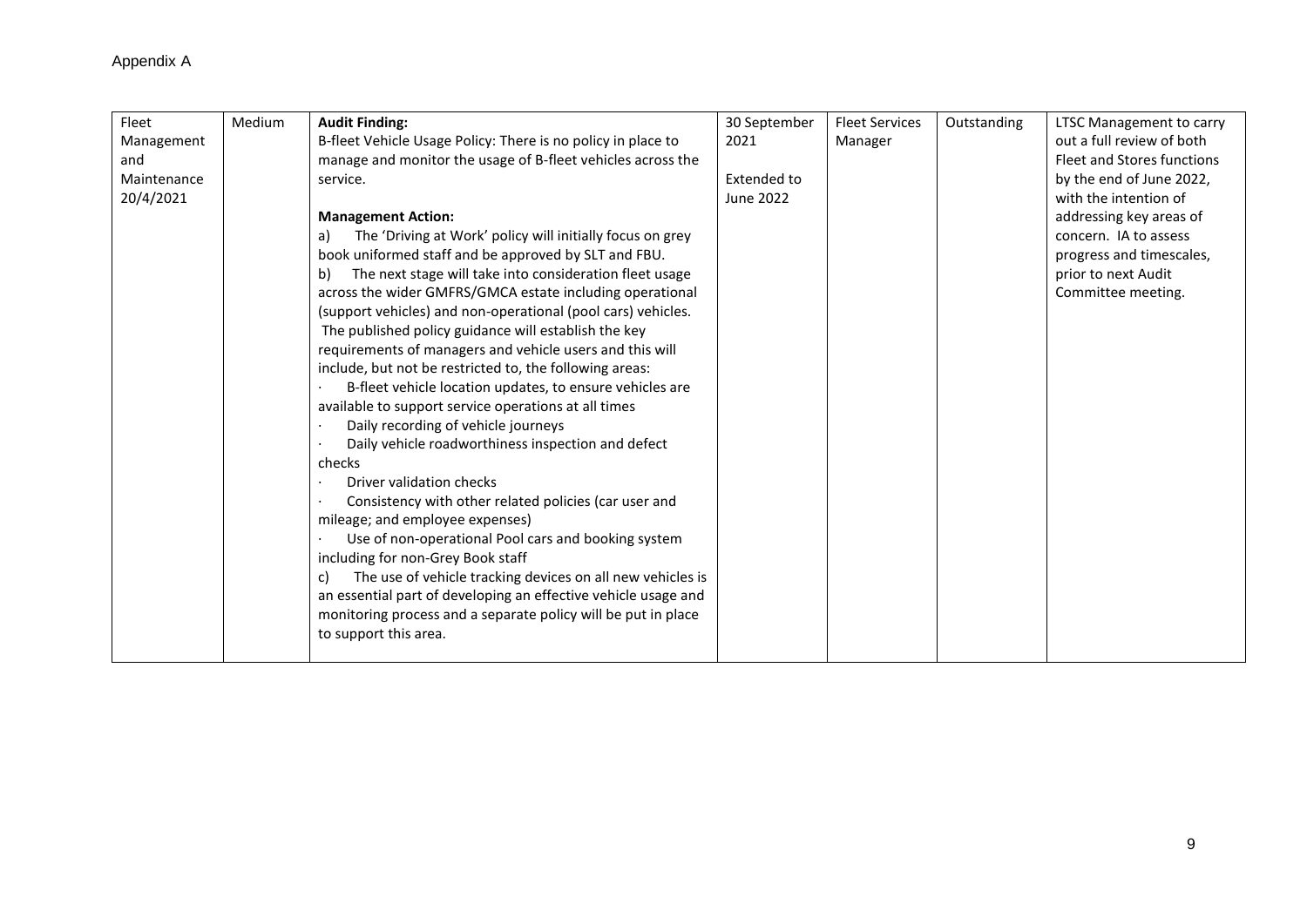Appendix A

| | | | | | | |
|---|---|---|---|---|---|---|
| Fleet Management and Maintenance 20/4/2021 | Medium | **Audit Finding:**<br>B-fleet Vehicle Usage Policy: There is no policy in place to manage and monitor the usage of B-fleet vehicles across the service.<br><br>**Management Action:**<br>a) The 'Driving at Work' policy will initially focus on grey book uniformed staff and be approved by SLT and FBU.<br>b) The next stage will take into consideration fleet usage across the wider GMFRS/GMCA estate including operational (support vehicles) and non-operational (pool cars) vehicles. The published policy guidance will establish the key requirements of managers and vehicle users and this will include, but not be restricted to, the following areas:<br>· B-fleet vehicle location updates, to ensure vehicles are available to support service operations at all times<br>· Daily recording of vehicle journeys<br>· Daily vehicle roadworthiness inspection and defect checks<br>· Driver validation checks<br>· Consistency with other related policies (car user and mileage; and employee expenses)<br>· Use of non-operational Pool cars and booking system including for non-Grey Book staff<br>c) The use of vehicle tracking devices on all new vehicles is an essential part of developing an effective vehicle usage and monitoring process and a separate policy will be put in place to support this area. | 30 September 2021<br><br>Extended to June 2022 | Fleet Services Manager | Outstanding | LTSC Management to carry out a full review of both Fleet and Stores functions by the end of June 2022, with the intention of addressing key areas of concern. IA to assess progress and timescales, prior to next Audit Committee meeting. |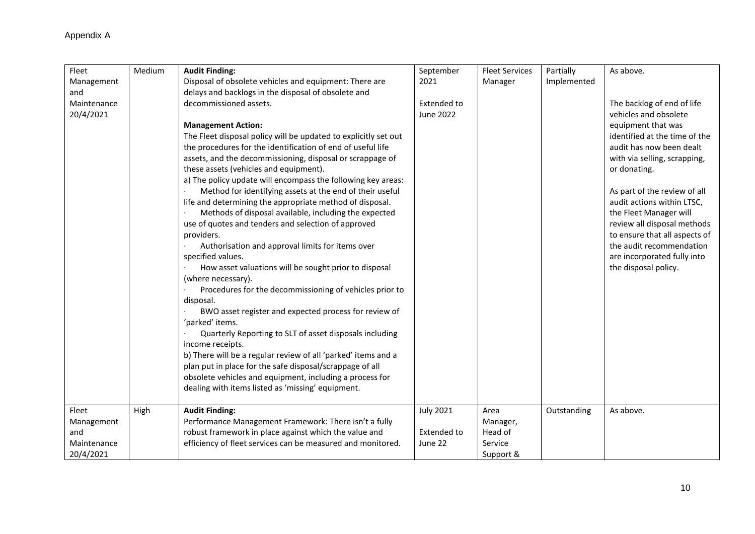Appendix A

| | | | | | | |
|---|---|---|---|---|---|---|
| Fleet Management and Maintenance 20/4/2021 | Medium | **Audit Finding:**<br>Disposal of obsolete vehicles and equipment: There are delays and backlogs in the disposal of obsolete and decommissioned assets.<br><br>**Management Action:**<br>The Fleet disposal policy will be updated to explicitly set out the procedures for the identification of end of useful life assets, and the decommissioning, disposal or scrappage of these assets (vehicles and equipment).<br>a) The policy update will encompass the following key areas:<br>· Method for identifying assets at the end of their useful life and determining the appropriate method of disposal.<br>· Methods of disposal available, including the expected use of quotes and tenders and selection of approved providers.<br>· Authorisation and approval limits for items over specified values.<br>· How asset valuations will be sought prior to disposal (where necessary).<br>· Procedures for the decommissioning of vehicles prior to disposal.<br>· BWO asset register and expected process for review of 'parked' items.<br>· Quarterly Reporting to SLT of asset disposals including income receipts.<br>b) There will be a regular review of all 'parked' items and a plan put in place for the safe disposal/scrappage of all obsolete vehicles and equipment, including a process for dealing with items listed as 'missing' equipment. | September 2021<br><br>Extended to June 2022 | Fleet Services Manager | Partially Implemented | As above.<br><br>The backlog of end of life vehicles and obsolete equipment that was identified at the time of the audit has now been dealt with via selling, scrapping, or donating.<br><br>As part of the review of all audit actions within LTSC, the Fleet Manager will review all disposal methods to ensure that all aspects of the audit recommendation are incorporated fully into the disposal policy. |
| Fleet Management and Maintenance 20/4/2021 | High | **Audit Finding:**<br>Performance Management Framework: There isn't a fully robust framework in place against which the value and efficiency of fleet services can be measured and monitored. | July 2021<br><br>Extended to June 22 | Area Manager, Head of Service Support & | Outstanding | As above. |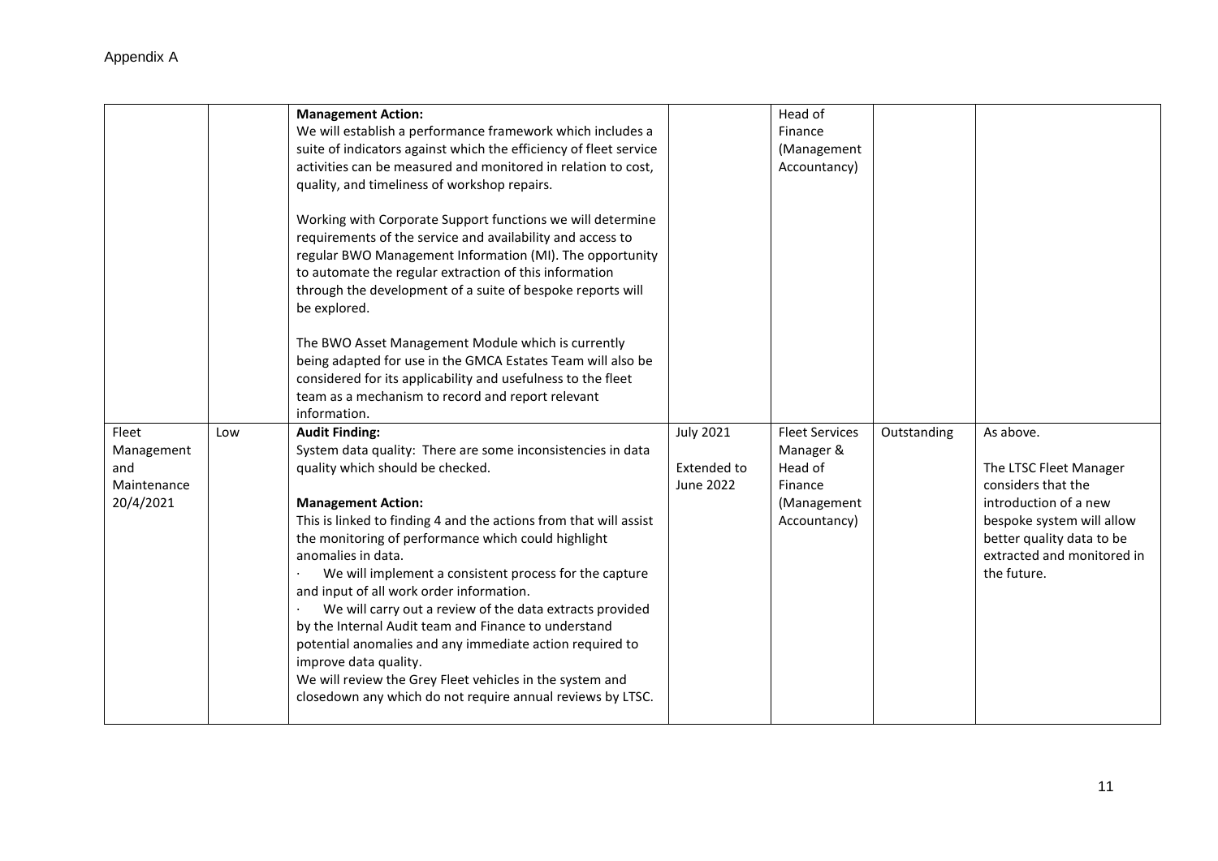Appendix A

| | | | | | | |
|---|---|---|---|---|---|---|
| | | **Management Action:**<br>We will establish a performance framework which includes a suite of indicators against which the efficiency of fleet service activities can be measured and monitored in relation to cost, quality, and timeliness of workshop repairs.<br><br>Working with Corporate Support functions we will determine requirements of the service and availability and access to regular BWO Management Information (MI). The opportunity to automate the regular extraction of this information through the development of a suite of bespoke reports will be explored.<br><br>The BWO Asset Management Module which is currently being adapted for use in the GMCA Estates Team will also be considered for its applicability and usefulness to the fleet team as a mechanism to record and report relevant information. | | Head of Finance (Management Accountancy) | | |
| Fleet Management and Maintenance 20/4/2021 | Low | **Audit Finding:**<br>System data quality: There are some inconsistencies in data quality which should be checked.<br><br>**Management Action:**<br>This is linked to finding 4 and the actions from that will assist the monitoring of performance which could highlight anomalies in data.<br>· We will implement a consistent process for the capture and input of all work order information.<br>· We will carry out a review of the data extracts provided by the Internal Audit team and Finance to understand potential anomalies and any immediate action required to improve data quality.<br>We will review the Grey Fleet vehicles in the system and closedown any which do not require annual reviews by LTSC. | July 2021<br><br>Extended to June 2022 | Fleet Services Manager & Head of Finance (Management Accountancy) | Outstanding | As above.<br><br>The LTSC Fleet Manager considers that the introduction of a new bespoke system will allow better quality data to be extracted and monitored in the future. |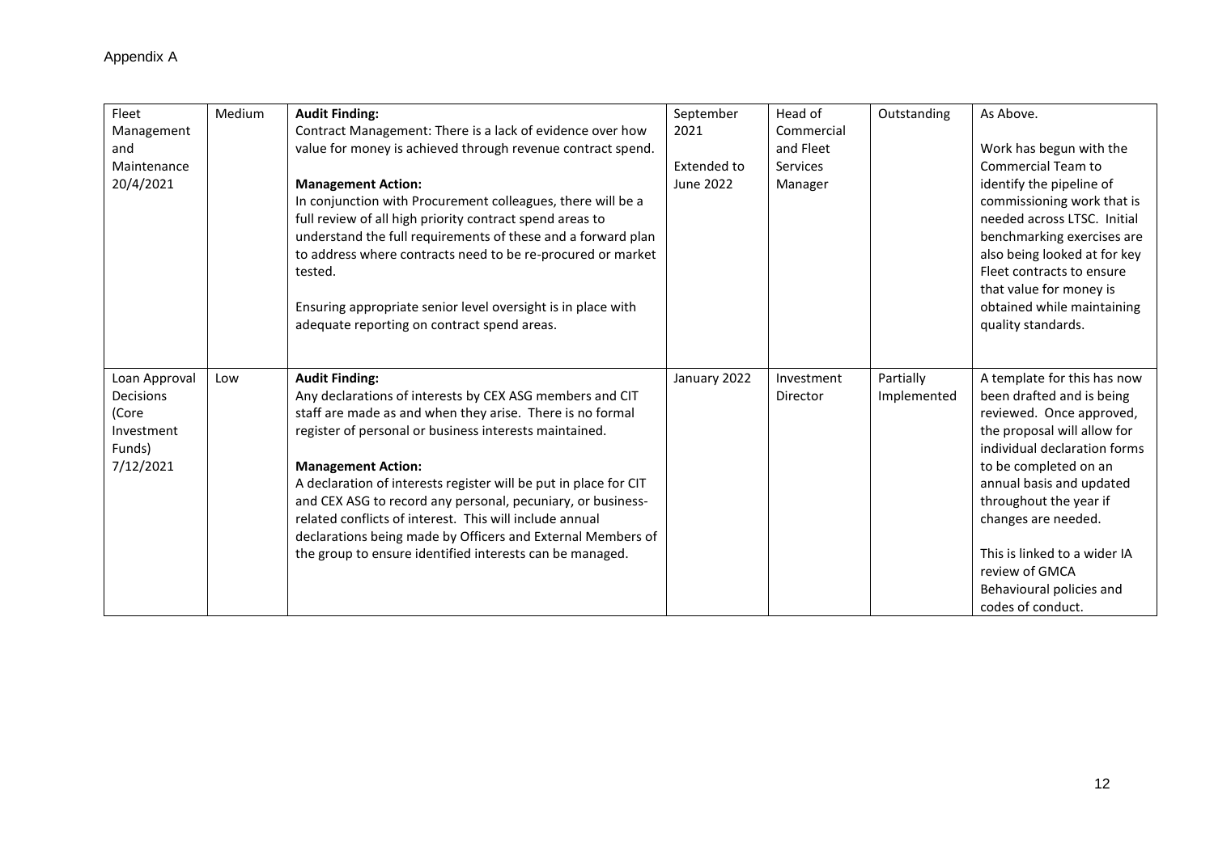Appendix A

| | | | | | | |
|---|---|---|---|---|---|---|
| Fleet Management and Maintenance 20/4/2021 | Medium | **Audit Finding:**<br>Contract Management: There is a lack of evidence over how value for money is achieved through revenue contract spend.<br><br>**Management Action:**<br>In conjunction with Procurement colleagues, there will be a full review of all high priority contract spend areas to understand the full requirements of these and a forward plan to address where contracts need to be re-procured or market tested.<br><br>Ensuring appropriate senior level oversight is in place with adequate reporting on contract spend areas. | September 2021<br><br>Extended to June 2022 | Head of Commercial and Fleet Services Manager | Outstanding | As Above.<br><br>Work has begun with the Commercial Team to identify the pipeline of commissioning work that is needed across LTSC. Initial benchmarking exercises are also being looked at for key Fleet contracts to ensure that value for money is obtained while maintaining quality standards. |
| Loan Approval Decisions (Core Investment Funds) 7/12/2021 | Low | **Audit Finding:**<br>Any declarations of interests by CEX ASG members and CIT staff are made as and when they arise. There is no formal register of personal or business interests maintained.<br><br>**Management Action:**<br>A declaration of interests register will be put in place for CIT and CEX ASG to record any personal, pecuniary, or business-related conflicts of interest. This will include annual declarations being made by Officers and External Members of the group to ensure identified interests can be managed. | January 2022 | Investment Director | Partially Implemented | A template for this has now been drafted and is being reviewed. Once approved, the proposal will allow for individual declaration forms to be completed on an annual basis and updated throughout the year if changes are needed.<br><br>This is linked to a wider IA review of GMCA Behavioural policies and codes of conduct. |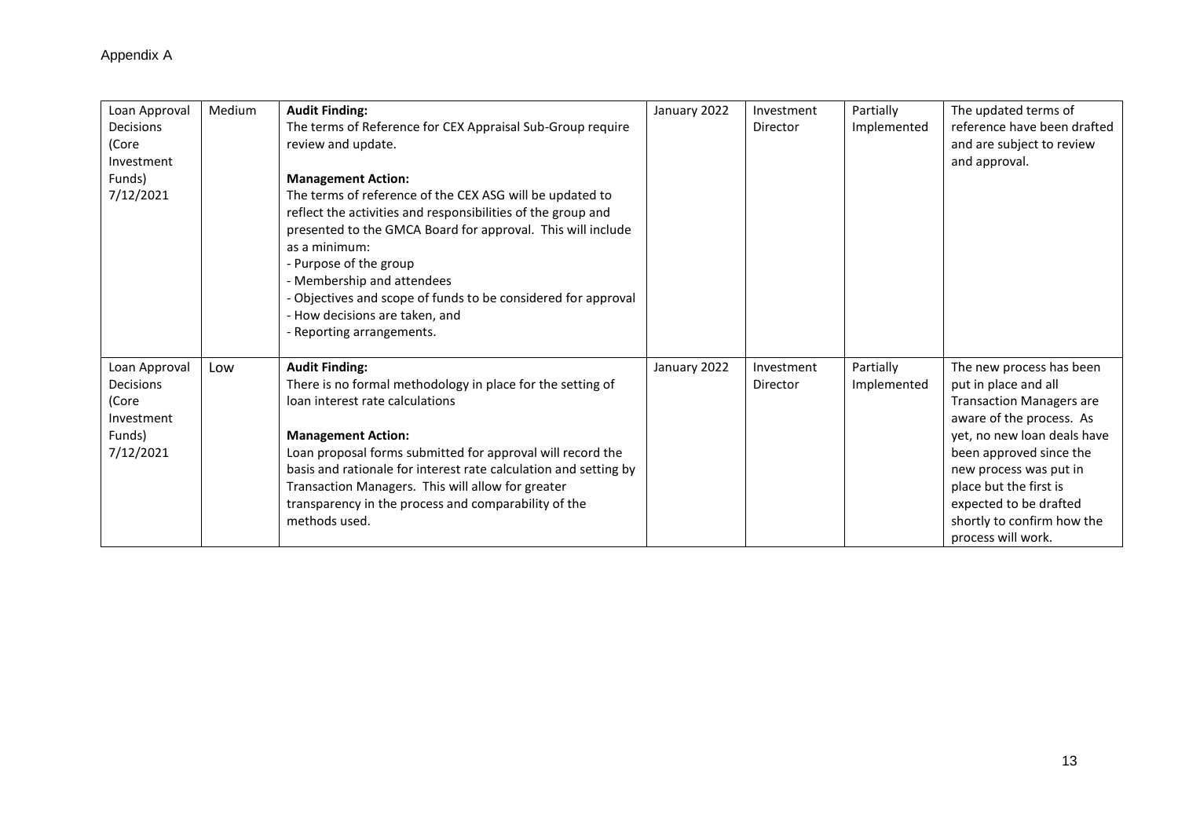Appendix A

| | | | | | | |
|---|---|---|---|---|---|---|
| Loan Approval Decisions (Core Investment Funds) 7/12/2021 | Medium | **Audit Finding:**<br>The terms of Reference for CEX Appraisal Sub-Group require review and update.<br><br>**Management Action:**<br>The terms of reference of the CEX ASG will be updated to reflect the activities and responsibilities of the group and presented to the GMCA Board for approval. This will include as a minimum:<br>- Purpose of the group<br>- Membership and attendees<br>- Objectives and scope of funds to be considered for approval<br>- How decisions are taken, and<br>- Reporting arrangements. | January 2022 | Investment Director | Partially Implemented | The updated terms of reference have been drafted and are subject to review and approval. |
| Loan Approval Decisions (Core Investment Funds) 7/12/2021 | Low | **Audit Finding:**<br>There is no formal methodology in place for the setting of loan interest rate calculations<br><br>**Management Action:**<br>Loan proposal forms submitted for approval will record the basis and rationale for interest rate calculation and setting by Transaction Managers. This will allow for greater transparency in the process and comparability of the methods used. | January 2022 | Investment Director | Partially Implemented | The new process has been put in place and all Transaction Managers are aware of the process. As yet, no new loan deals have been approved since the new process was put in place but the first is expected to be drafted shortly to confirm how the process will work. |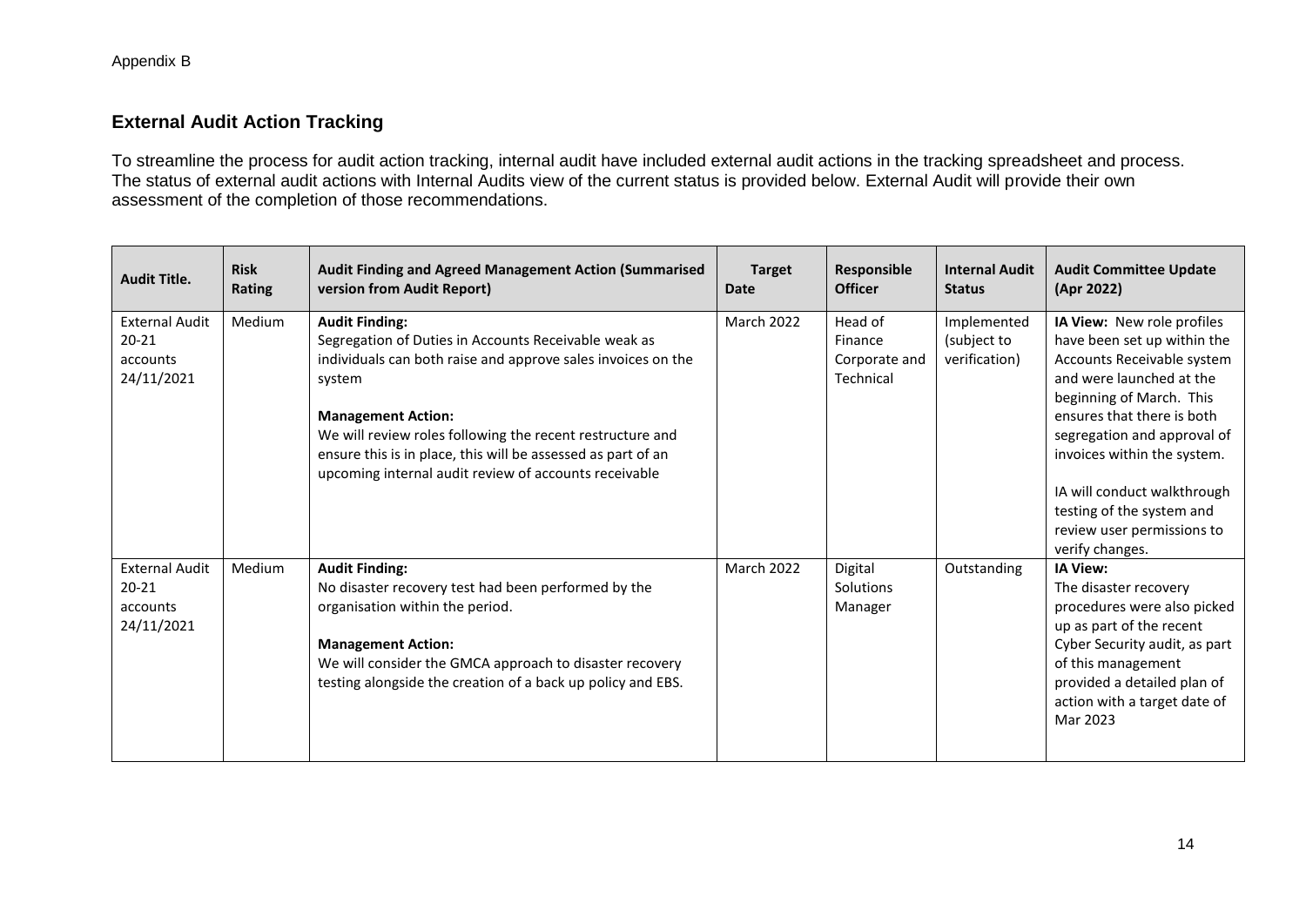Appendix B

## External Audit Action Tracking

To streamline the process for audit action tracking, internal audit have included external audit actions in the tracking spreadsheet and process. The status of external audit actions with Internal Audits view of the current status is provided below. External Audit will provide their own assessment of the completion of those recommendations.

| Audit Title. | Risk Rating | Audit Finding and Agreed Management Action (Summarised version from Audit Report) | Target Date | Responsible Officer | Internal Audit Status | Audit Committee Update (Apr 2022) |
|---|---|---|---|---|---|---|
| External Audit 20-21 accounts 24/11/2021 | Medium | **Audit Finding:** Segregation of Duties in Accounts Receivable weak as individuals can both raise and approve sales invoices on the system<br><br>**Management Action:** We will review roles following the recent restructure and ensure this is in place, this will be assessed as part of an upcoming internal audit review of accounts receivable | March 2022 | Head of Finance Corporate and Technical | Implemented (subject to verification) | **IA View:** New role profiles have been set up within the Accounts Receivable system and were launched at the beginning of March. This ensures that there is both segregation and approval of invoices within the system.<br><br>IA will conduct walkthrough testing of the system and review user permissions to verify changes. |
| External Audit 20-21 accounts 24/11/2021 | Medium | **Audit Finding:** No disaster recovery test had been performed by the organisation within the period.<br><br>**Management Action:** We will consider the GMCA approach to disaster recovery testing alongside the creation of a back up policy and EBS. | March 2022 | Digital Solutions Manager | Outstanding | **IA View:** The disaster recovery procedures were also picked up as part of the recent Cyber Security audit, as part of this management provided a detailed plan of action with a target date of Mar 2023 |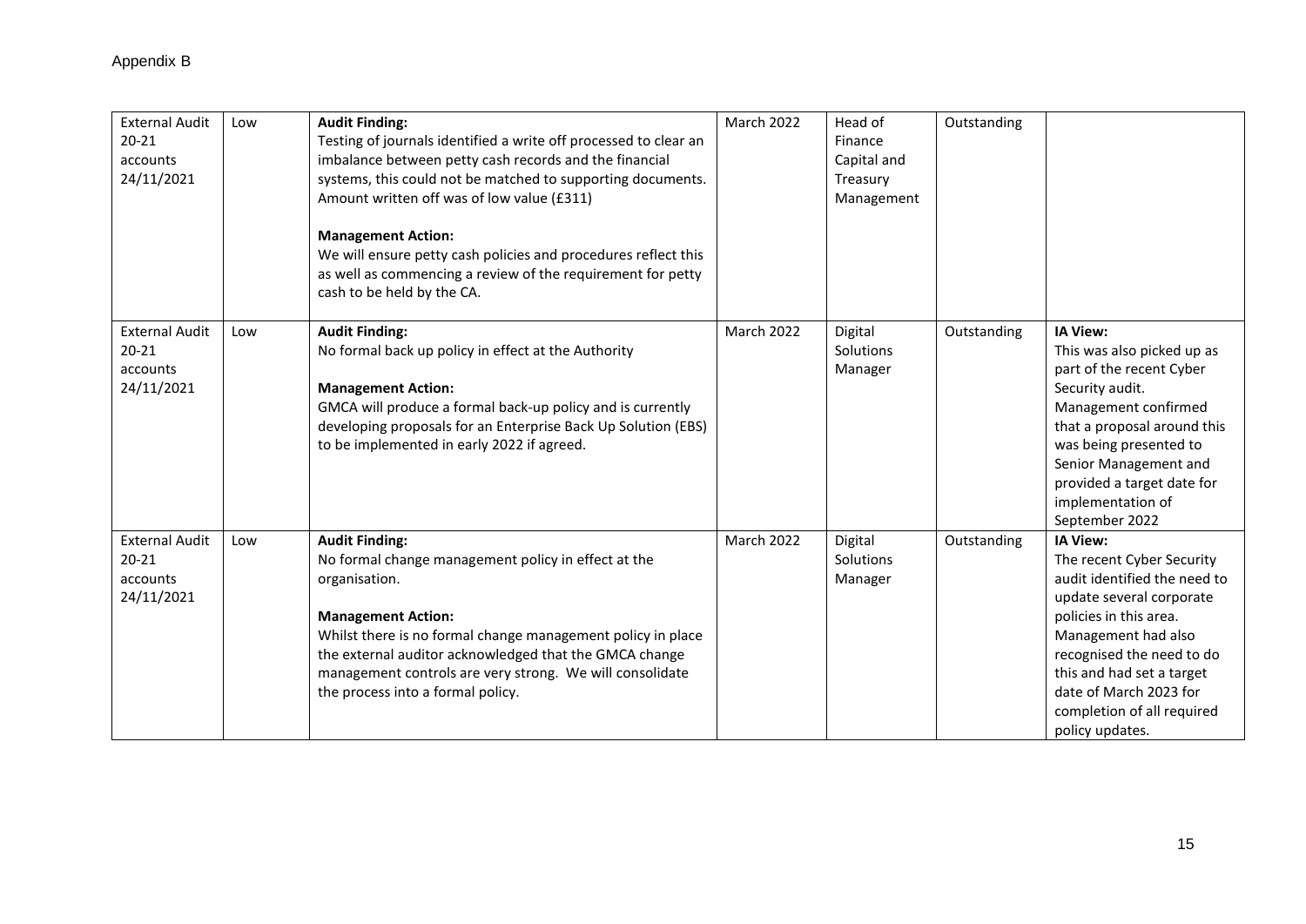Appendix B

| | | | | | | |
|---|---|---|---|---|---|---|
| External Audit 20-21 accounts 24/11/2021 | Low | **Audit Finding:**<br>Testing of journals identified a write off processed to clear an imbalance between petty cash records and the financial systems, this could not be matched to supporting documents. Amount written off was of low value (£311)<br><br>**Management Action:**<br>We will ensure petty cash policies and procedures reflect this as well as commencing a review of the requirement for petty cash to be held by the CA. | March 2022 | Head of Finance Capital and Treasury Management | Outstanding | |
| External Audit 20-21 accounts 24/11/2021 | Low | **Audit Finding:**<br>No formal back up policy in effect at the Authority<br><br>**Management Action:**<br>GMCA will produce a formal back-up policy and is currently developing proposals for an Enterprise Back Up Solution (EBS) to be implemented in early 2022 if agreed. | March 2022 | Digital Solutions Manager | Outstanding | **IA View:**<br>This was also picked up as part of the recent Cyber Security audit. Management confirmed that a proposal around this was being presented to Senior Management and provided a target date for implementation of September 2022 |
| External Audit 20-21 accounts 24/11/2021 | Low | **Audit Finding:**<br>No formal change management policy in effect at the organisation.<br><br>**Management Action:**<br>Whilst there is no formal change management policy in place the external auditor acknowledged that the GMCA change management controls are very strong. We will consolidate the process into a formal policy. | March 2022 | Digital Solutions Manager | Outstanding | **IA View:**<br>The recent Cyber Security audit identified the need to update several corporate policies in this area. Management had also recognised the need to do this and had set a target date of March 2023 for completion of all required policy updates. |